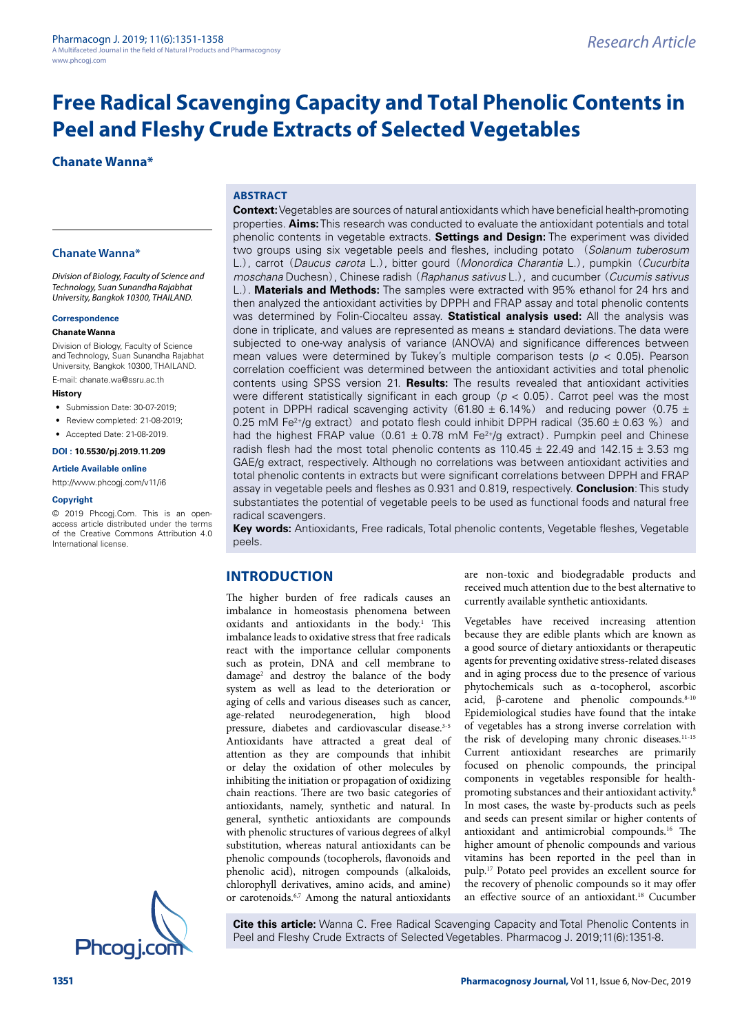# Free Radical Scavenging Capacity and Total Phenolic Contents in Peel and Fleshy Crude Extracts of Selected Vegetables

**Chanate Wanna***

## ABSTRACT

**Context:** Vegetables are sources of natural antioxidants which have beneficial health-promoting properties. **Aims:** This research was conducted to evaluate the antioxidant potentials and total phenolic contents in vegetable extracts. **Settings and Design:** The experiment was divided two groups using six vegetable peels and fleshes, including potato (*Solanum tuberosum* L.), carrot (*Daucus carota* L.), bitter gourd (*Monordica Charantia* L.), pumpkin (*Cucurbita moschana* Duchesn), Chinese radish (*Raphanus sativus* L.), and cucumber (*Cucumis sativus* L.). **Materials and Methods:** The samples were extracted with 95% ethanol for 24 hrs and then analyzed the antioxidant activities by DPPH and FRAP assay and total phenolic contents was determined by Folin-Ciocalteu assay. **Statistical analysis used:** All the analysis was done in triplicate, and values are represented as means ± standard deviations. The data were subjected to one-way analysis of variance (ANOVA) and significance differences between mean values were determined by Tukey's multiple comparison tests ($p < 0.05$). Pearson correlation coefficient was determined between the antioxidant activities and total phenolic contents using SPSS version 21. **Results:** The results revealed that antioxidant activities were different statistically significant in each group ($p < 0.05$). Carrot peel was the most potent in DPPH radical scavenging activity (61.80 ± 6.14%) and reducing power (0.75 ± 0.25 mM $Fe^{2+}$/g extract) and potato flesh could inhibit DPPH radical (35.60 ± 0.63 %) and had the highest FRAP value (0.61 ± 0.78 mM $Fe^{2+}$/g extract). Pumpkin peel and Chinese radish flesh had the most total phenolic contents as 110.45 ± 22.49 and 142.15 ± 3.53 mg GAE/g extract, respectively. Although no correlations was between antioxidant activities and total phenolic contents in extracts but were significant correlations between DPPH and FRAP assay in vegetable peels and fleshes as 0.931 and 0.819, respectively. **Conclusion**: This study substantiates the potential of vegetable peels to be used as functional foods and natural free radical scavengers.

**Key words:** Antioxidants, Free radicals, Total phenolic contents, Vegetable fleshes, Vegetable peels.

**Chanate Wanna***

*Division of Biology, Faculty of Science and Technology, Suan Sunandha Rajabhat University, Bangkok 10300, THAILAND.*

**Correspondence**

**Chanate Wanna**

Division of Biology, Faculty of Science and Technology, Suan Sunandha Rajabhat University, Bangkok 10300, THAILAND.

E-mail: chanate.wa@ssru.ac.th

**History**

- Submission Date: 30-07-2019;
- Review completed: 21-08-2019;
- Accepted Date: 21-08-2019.

**DOI : 10.5530/pj.2019.11.209**

**Article Available online**

http://www.phcogj.com/v11/i6

**Copyright**

© 2019 Phcogj.Com. This is an open-access article distributed under the terms of the Creative Commons Attribution 4.0 International license.

## INTRODUCTION

The higher burden of free radicals causes an imbalance in homeostasis phenomena between oxidants and antioxidants in the body.[1] This imbalance leads to oxidative stress that free radicals react with the importance cellular components such as protein, DNA and cell membrane to damage[2] and destroy the balance of the body system as well as lead to the deterioration or aging of cells and various diseases such as cancer, age-related neurodegeneration, high blood pressure, diabetes and cardiovascular disease.[3-5] Antioxidants have attracted a great deal of attention as they are compounds that inhibit or delay the oxidation of other molecules by inhibiting the initiation or propagation of oxidizing chain reactions. There are two basic categories of antioxidants, namely, synthetic and natural. In general, synthetic antioxidants are compounds with phenolic structures of various degrees of alkyl substitution, whereas natural antioxidants can be phenolic compounds (tocopherols, flavonoids and phenolic acid), nitrogen compounds (alkaloids, chlorophyll derivatives, amino acids, and amine) or carotenoids.[6,7] Among the natural antioxidants are non-toxic and biodegradable products and received much attention due to the best alternative to currently available synthetic antioxidants.

Vegetables have received increasing attention because they are edible plants which are known as a good source of dietary antioxidants or therapeutic agents for preventing oxidative stress-related diseases and in aging process due to the presence of various phytochemicals such as α-tocopherol, ascorbic acid, β-carotene and phenolic compounds.[8-10] Epidemiological studies have found that the intake of vegetables has a strong inverse correlation with the risk of developing many chronic diseases.[11-15] Current antioxidant researches are primarily focused on phenolic compounds, the principal components in vegetables responsible for health-promoting substances and their antioxidant activity.[8] In most cases, the waste by-products such as peels and seeds can present similar or higher contents of antioxidant and antimicrobial compounds.[16] The higher amount of phenolic compounds and various vitamins has been reported in the peel than in pulp.[17] Potato peel provides an excellent source for the recovery of phenolic compounds so it may offer an effective source of an antioxidant.[18] Cucumber

**Cite this article:** Wanna C. Free Radical Scavenging Capacity and Total Phenolic Contents in Peel and Fleshy Crude Extracts of Selected Vegetables. Pharmacog J. 2019;11(6):1351-8.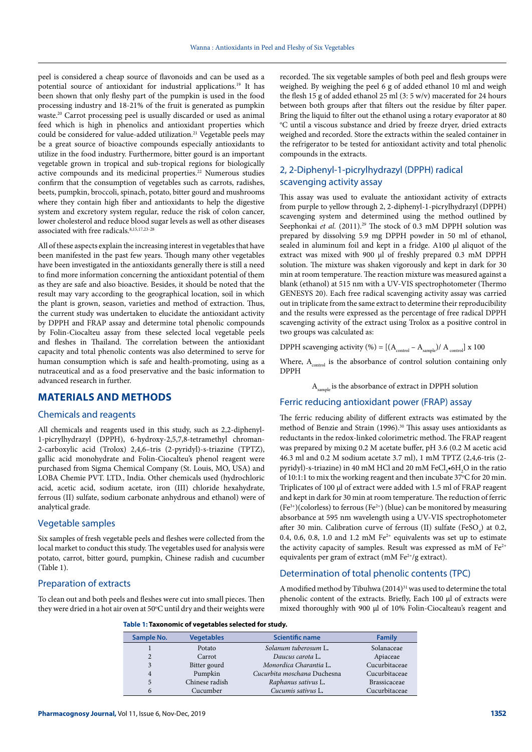peel is considered a cheap source of flavonoids and can be used as a potential source of antioxidant for industrial applications.[19] It has been shown that only fleshy part of the pumpkin is used in the food processing industry and 18-21% of the fruit is generated as pumpkin waste.[20] Carrot processing peel is usually discarded or used as animal feed which is high in phenolics and antioxidant properties which could be considered for value-added utilization.[21] Vegetable peels may be a great source of bioactive compounds especially antioxidants to utilize in the food industry. Furthermore, bitter gourd is an important vegetable grown in tropical and sub-tropical regions for biologically active compounds and its medicinal properties.[22] Numerous studies confirm that the consumption of vegetables such as carrots, radishes, beets, pumpkin, broccoli, spinach, potato, bitter gourd and mushrooms where they contain high fiber and antioxidants to help the digestive system and excretory system regular, reduce the risk of colon cancer, lower cholesterol and reduce blood sugar levels as well as other diseases associated with free radicals.[8,15,17,23-28]

All of these aspects explain the increasing interest in vegetables that have been manifested in the past few years. Though many other vegetables have been investigated in the antioxidants generally there is still a need to find more information concerning the antioxidant potential of them as they are safe and also bioactive. Besides, it should be noted that the result may vary according to the geographical location, soil in which the plant is grown, season, varieties and method of extraction. Thus, the current study was undertaken to elucidate the antioxidant activity by DPPH and FRAP assay and determine total phenolic compounds by Folin-Ciocalteu assay from these selected local vegetable peels and fleshes in Thailand. The correlation between the antioxidant capacity and total phenolic contents was also determined to serve for human consumption which is safe and health-promoting, using as a nutraceutical and as a food preservative and the basic information to advanced research in further.

## MATERIALS AND METHODS

### Chemicals and reagents

All chemicals and reagents used in this study, such as 2,2-diphenyl-1-picrylhydrazyl (DPPH), 6-hydroxy-2,5,7,8-tetramethyl chroman-2-carboxylic acid (Trolox) 2,4,6–tris (2-pyridyl)-s-triazine (TPTZ), gallic acid monohydrate and Folin-Ciocalteu's phenol reagent were purchased from Sigma Chemical Company (St. Louis, MO, USA) and LOBA Chemie PVT. LTD., India. Other chemicals used (hydrochloric acid, acetic acid, sodium acetate, iron (III) chloride hexahydrate, ferrous (II) sulfate, sodium carbonate anhydrous and ethanol) were of analytical grade.

### Vegetable samples

Six samples of fresh vegetable peels and fleshes were collected from the local market to conduct this study. The vegetables used for analysis were potato, carrot, bitter gourd, pumpkin, Chinese radish and cucumber (Table 1).

### Preparation of extracts

To clean out and both peels and fleshes were cut into small pieces. Then they were dried in a hot air oven at 50°C until dry and their weights were recorded. The six vegetable samples of both peel and flesh groups were weighed. By weighing the peel 6 g of added ethanol 10 ml and weigh the flesh 15 g of added ethanol 25 ml (3: 5 w/v) macerated for 24 hours between both groups after that filters out the residue by filter paper. Bring the liquid to filter out the ethanol using a rotary evaporator at 80 °C until a viscous substance and dried by freeze dryer, dried extracts weighed and recorded. Store the extracts within the sealed container in the refrigerator to be tested for antioxidant activity and total phenolic compounds in the extracts.

### 2, 2-Diphenyl-1-picrylhydrazyl (DPPH) radical scavenging activity assay

This assay was used to evaluate the antioxidant activity of extracts from purple to yellow through 2, 2-diphenyl-1-picrylhydrazyl (DPPH) scavenging system and determined using the method outlined by Seephonkai *et al.* (2011).[29] The stock of 0.3 mM DPPH solution was prepared by dissolving 5.9 mg DPPH powder in 50 ml of ethanol, sealed in aluminum foil and kept in a fridge. A100 µl aliquot of the extract was mixed with 900 µl of freshly prepared 0.3 mM DPPH solution. The mixture was shaken vigorously and kept in dark for 30 min at room temperature. The reaction mixture was measured against a blank (ethanol) at 515 nm with a UV-VIS spectrophotometer (Thermo GENESYS 20). Each free radical scavenging activity assay was carried out in triplicate from the same extract to determine their reproducibility and the results were expressed as the percentage of free radical DPPH scavenging activity of the extract using Trolox as a positive control in two groups was calculated as:

$$\text{DPPH scavenging activity (\%)} = [(A_{control} - A_{sample}) / A_{control}] \times 100$$

Where, $A_{control}$ is the absorbance of control solution containing only DPPH

$A_{sample}$ is the absorbance of extract in DPPH solution

### Ferric reducing antioxidant power (FRAP) assay

The ferric reducing ability of different extracts was estimated by the method of Benzie and Strain (1996).[30] This assay uses antioxidants as reductants in the redox-linked colorimetric method. The FRAP reagent was prepared by mixing 0.2 M acetate buffer, pH 3.6 (0.2 M acetic acid 46.3 ml and 0.2 M sodium acetate 3.7 ml), 1 mM TPTZ (2,4,6-tris (2-pyridyl)-s-triazine) in 40 mM HCl and 20 mM $FeCl_3 \cdot 6H_2O$ in the ratio of 10:1:1 to mix the working reagent and then incubate 37°C for 20 min. Triplicates of 100 µl of extract were added with 1.5 ml of FRAP reagent and kept in dark for 30 min at room temperature. The reduction of ferric ($Fe^{3+}$)(colorless) to ferrous ($Fe^{2+}$) (blue) can be monitored by measuring absorbance at 595 nm wavelength using a UV-VIS spectrophotometer after 30 min. Calibration curve of ferrous (II) sulfate ($FeSO_4$) at 0.2, 0.4, 0.6, 0.8, 1.0 and 1.2 mM $Fe^{2+}$ equivalents was set up to estimate the activity capacity of samples. Result was expressed as mM of $Fe^{2+}$ equivalents per gram of extract (mM $Fe^{2+}$/g extract).

### Determination of total phenolic contents (TPC)

A modified method by Tibuhwa (2014)[31] was used to determine the total phenolic content of the extracts. Briefly, Each 100 µl of extracts were mixed thoroughly with 900 µl of 10% Folin-Ciocalteau's reagent and

**Table 1: Taxonomic of vegetables selected for study.**

| Sample No. | Vegetables | Scientific name | Family |
|---|---|---|---|
| 1 | Potato | *Solanum tuberosum* L. | Solanaceae |
| 2 | Carrot | *Daucus carota* L. | Apiaceae |
| 3 | Bitter gourd | *Monordica Charantia* L. | Cucurbitaceae |
| 4 | Pumpkin | *Cucurbita moschana* Duchesna | Cucurbitaceae |
| 5 | Chinese radish | *Raphanus sativus* L. | Brassicaceae |
| 6 | Cucumber | *Cucumis sativus* L. | Cucurbitaceae |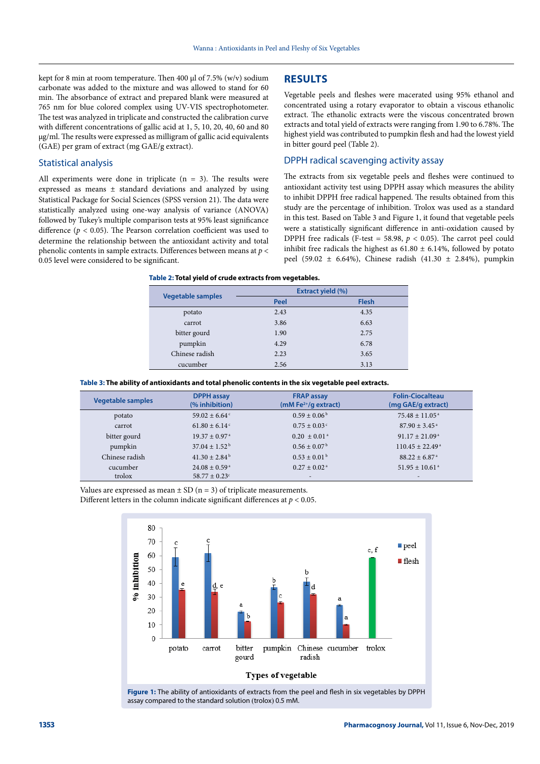kept for 8 min at room temperature. Then 400 µl of 7.5% (w/v) sodium carbonate was added to the mixture and was allowed to stand for 60 min. The absorbance of extract and prepared blank were measured at 765 nm for blue colored complex using UV-VIS spectrophotometer. The test was analyzed in triplicate and constructed the calibration curve with different concentrations of gallic acid at 1, 5, 10, 20, 40, 60 and 80 µg/ml. The results were expressed as milligram of gallic acid equivalents (GAE) per gram of extract (mg GAE/g extract).

### Statistical analysis

All experiments were done in triplicate (n = 3). The results were expressed as means ± standard deviations and analyzed by using Statistical Package for Social Sciences (SPSS version 21). The data were statistically analyzed using one-way analysis of variance (ANOVA) followed by Tukey's multiple comparison tests at 95% least significance difference ($p < 0.05$). The Pearson correlation coefficient was used to determine the relationship between the antioxidant activity and total phenolic contents in sample extracts. Differences between means at $p < 0.05$ level were considered to be significant.

## RESULTS

Vegetable peels and fleshes were macerated using 95% ethanol and concentrated using a rotary evaporator to obtain a viscous ethanolic extract. The ethanolic extracts were the viscous concentrated brown extracts and total yield of extracts were ranging from 1.90 to 6.78%. The highest yield was contributed to pumpkin flesh and had the lowest yield in bitter gourd peel (Table 2).

### DPPH radical scavenging activity assay

The extracts from six vegetable peels and fleshes were continued to antioxidant activity test using DPPH assay which measures the ability to inhibit DPPH free radical happened. The results obtained from this study are the percentage of inhibition. Trolox was used as a standard in this test. Based on Table 3 and Figure 1, it found that vegetable peels were a statistically significant difference in anti-oxidation caused by DPPH free radicals (F-test = 58.98, $p < 0.05$). The carrot peel could inhibit free radicals the highest as 61.80 ± 6.14%, followed by potato peel (59.02 ± 6.64%), Chinese radish (41.30 ± 2.84%), pumpkin

**Table 2: Total yield of crude extracts from vegetables.**

| Vegetable samples | Extract yield (%) | |
|---|---|---|
| | Peel | Flesh |
| potato | 2.43 | 4.35 |
| carrot | 3.86 | 6.63 |
| bitter gourd | 1.90 | 2.75 |
| pumpkin | 4.29 | 6.78 |
| Chinese radish | 2.23 | 3.65 |
| cucumber | 2.56 | 3.13 |

**Table 3: The ability of antioxidants and total phenolic contents in the six vegetable peel extracts.**

| Vegetable samples | DPPH assay (% inhibition) | FRAP assay (mM $Fe^{2+}$/g extract) | Folin-Ciocalteau (mg GAE/g extract) |
|---|---|---|---|
| potato | 59.02 ± 6.64 [c] | 0.59 ± 0.06 [b] | 75.48 ± 11.05 [a] |
| carrot | 61.80 ± 6.14 [c] | 0.75 ± 0.03 [c] | 87.90 ± 3.45 [a] |
| bitter gourd | 19.37 ± 0.97 [a] | 0.20 ± 0.01 [a] | 91.17 ± 21.09 [a] |
| pumpkin | 37.04 ± 1.52 [b] | 0.56 ± 0.07 [b] | 110.45 ± 22.49 [a] |
| Chinese radish | 41.30 ± 2.84 [b] | 0.53 ± 0.01 [b] | 88.22 ± 6.87 [a] |
| cucumber | 24.08 ± 0.59 [a] | 0.27 ± 0.02 [a] | 51.95 ± 10.61 [a] |
| trolox | 58.77 ± 0.23 [c] | - | - |

Values are expressed as mean ± SD (n = 3) of triplicate measurements.
Different letters in the column indicate significant differences at $p < 0.05$.

**Figure 1:** The ability of antioxidants of extracts from the peel and flesh in six vegetables by DPPH assay compared to the standard solution (trolox) 0.5 mM.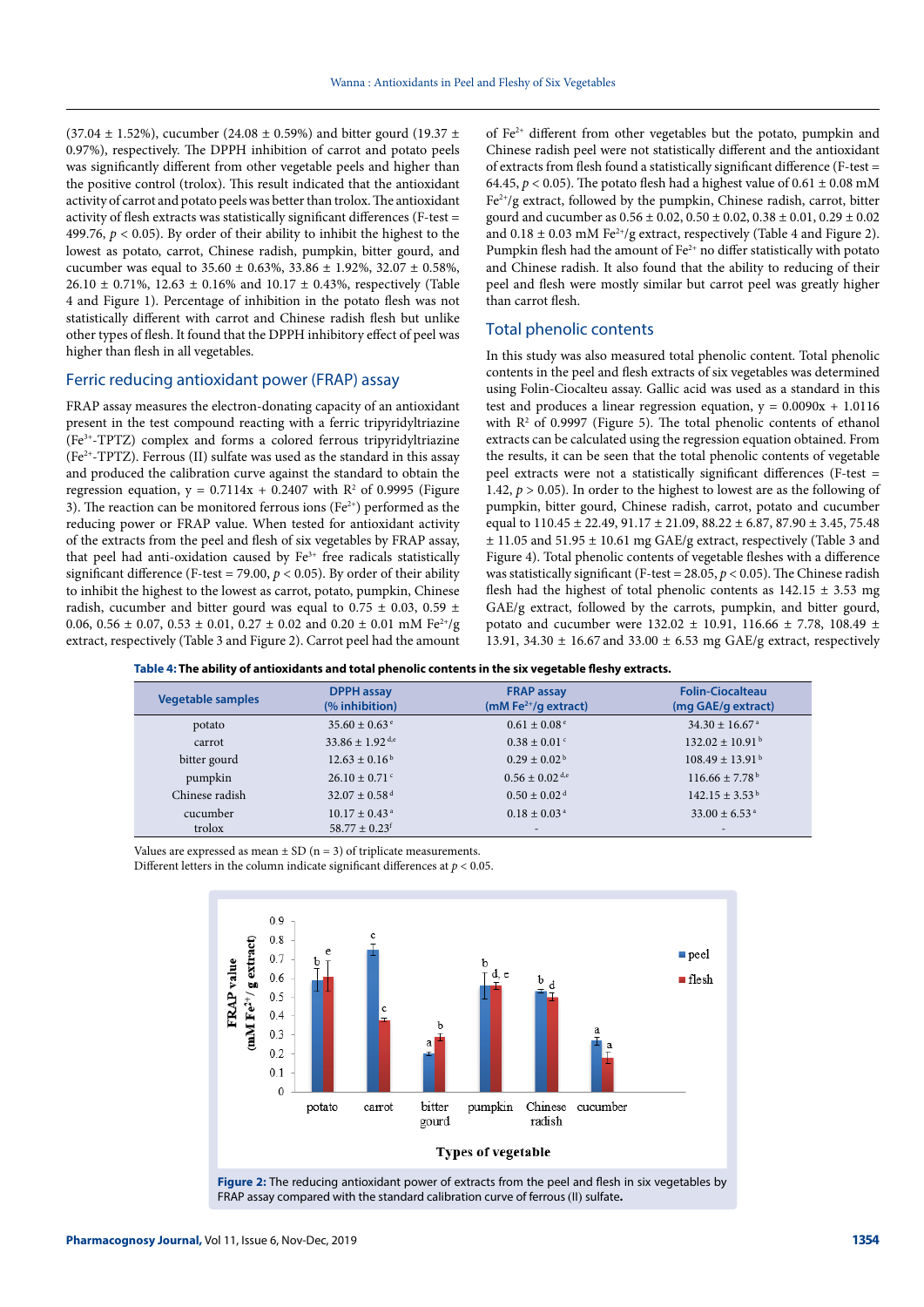(37.04 ± 1.52%), cucumber (24.08 ± 0.59%) and bitter gourd (19.37 ± 0.97%), respectively. The DPPH inhibition of carrot and potato peels was significantly different from other vegetable peels and higher than the positive control (trolox). This result indicated that the antioxidant activity of carrot and potato peels was better than trolox. The antioxidant activity of flesh extracts was statistically significant differences (F-test = 499.76, $p < 0.05$). By order of their ability to inhibit the highest to the lowest as potato, carrot, Chinese radish, pumpkin, bitter gourd, and cucumber was equal to 35.60 ± 0.63%, 33.86 ± 1.92%, 32.07 ± 0.58%, 26.10 ± 0.71%, 12.63 ± 0.16% and 10.17 ± 0.43%, respectively (Table 4 and Figure 1). Percentage of inhibition in the potato flesh was not statistically different with carrot and Chinese radish flesh but unlike other types of flesh. It found that the DPPH inhibitory effect of peel was higher than flesh in all vegetables.

## Ferric reducing antioxidant power (FRAP) assay

FRAP assay measures the electron-donating capacity of an antioxidant present in the test compound reacting with a ferric tripyridyltriazine ($Fe^{3+}$-TPTZ) complex and forms a colored ferrous tripyridyltriazine ($Fe^{2+}$-TPTZ). Ferrous (II) sulfate was used as the standard in this assay and produced the calibration curve against the standard to obtain the regression equation, $y = 0.7114x + 0.2407$ with $R^2$ of 0.9995 (Figure 3). The reaction can be monitored ferrous ions ($Fe^{2+}$) performed as the reducing power or FRAP value. When tested for antioxidant activity of the extracts from the peel and flesh of six vegetables by FRAP assay, that peel had anti-oxidation caused by $Fe^{3+}$ free radicals statistically significant difference (F-test = 79.00, $p < 0.05$). By order of their ability to inhibit the highest to the lowest as carrot, potato, pumpkin, Chinese radish, cucumber and bitter gourd was equal to 0.75 ± 0.03, 0.59 ± 0.06, 0.56 ± 0.07, 0.53 ± 0.01, 0.27 ± 0.02 and 0.20 ± 0.01 mM $Fe^{2+}$/g extract, respectively (Table 3 and Figure 2). Carrot peel had the amount of $Fe^{2+}$ different from other vegetables but the potato, pumpkin and Chinese radish peel were not statistically different and the antioxidant of extracts from flesh found a statistically significant difference (F-test = 64.45, $p < 0.05$). The potato flesh had a highest value of 0.61 ± 0.08 mM $Fe^{2+}$/g extract, followed by the pumpkin, Chinese radish, carrot, bitter gourd and cucumber as 0.56 ± 0.02, 0.50 ± 0.02, 0.38 ± 0.01, 0.29 ± 0.02 and 0.18 ± 0.03 mM $Fe^{2+}$/g extract, respectively (Table 4 and Figure 2). Pumpkin flesh had the amount of $Fe^{2+}$ no differ statistically with potato and Chinese radish. It also found that the ability to reducing of their peel and flesh were mostly similar but carrot peel was greatly higher than carrot flesh.

## Total phenolic contents

In this study was also measured total phenolic content. Total phenolic contents in the peel and flesh extracts of six vegetables was determined using Folin-Ciocalteu assay. Gallic acid was used as a standard in this test and produces a linear regression equation, $y = 0.0090x + 1.0116$ with $R^2$ of 0.9997 (Figure 5). The total phenolic contents of ethanol extracts can be calculated using the regression equation obtained. From the results, it can be seen that the total phenolic contents of vegetable peel extracts were not a statistically significant differences (F-test = 1.42, $p > 0.05$). In order to the highest to lowest are as the following of pumpkin, bitter gourd, Chinese radish, carrot, potato and cucumber equal to 110.45 ± 22.49, 91.17 ± 21.09, 88.22 ± 6.87, 87.90 ± 3.45, 75.48 ± 11.05 and 51.95 ± 10.61 mg GAE/g extract, respectively (Table 3 and Figure 4). Total phenolic contents of vegetable fleshes with a difference was statistically significant (F-test = 28.05, $p < 0.05$). The Chinese radish flesh had the highest of total phenolic contents as 142.15 ± 3.53 mg GAE/g extract, followed by the carrots, pumpkin, and bitter gourd, potato and cucumber were 132.02 ± 10.91, 116.66 ± 7.78, 108.49 ± 13.91, 34.30 ± 16.67 and 33.00 ± 6.53 mg GAE/g extract, respectively

**Table 4: The ability of antioxidants and total phenolic contents in the six vegetable fleshy extracts.**

| Vegetable samples | DPPH assay (% inhibition) | FRAP assay (mM $Fe^{2+}$/g extract) | Folin-Ciocalteau (mg GAE/g extract) |
|---|---|---|---|
| potato | 35.60 ± 0.63 [e] | 0.61 ± 0.08 [e] | 34.30 ± 16.67 [a] |
| carrot | 33.86 ± 1.92 [d,e] | 0.38 ± 0.01 [c] | 132.02 ± 10.91 [b] |
| bitter gourd | 12.63 ± 0.16 [b] | 0.29 ± 0.02 [b] | 108.49 ± 13.91 [b] |
| pumpkin | 26.10 ± 0.71 [c] | 0.56 ± 0.02 [d,e] | 116.66 ± 7.78 [b] |
| Chinese radish | 32.07 ± 0.58 [d] | 0.50 ± 0.02 [d] | 142.15 ± 3.53 [b] |
| cucumber | 10.17 ± 0.43 [a] | 0.18 ± 0.03 [a] | 33.00 ± 6.53 [a] |
| trolox | 58.77 ± 0.23 [f] | - | - |

Values are expressed as mean ± SD (n = 3) of triplicate measurements.
Different letters in the column indicate significant differences at $p < 0.05$.

**Figure 2:** The reducing antioxidant power of extracts from the peel and flesh in six vegetables by FRAP assay compared with the standard calibration curve of ferrous (II) sulfate.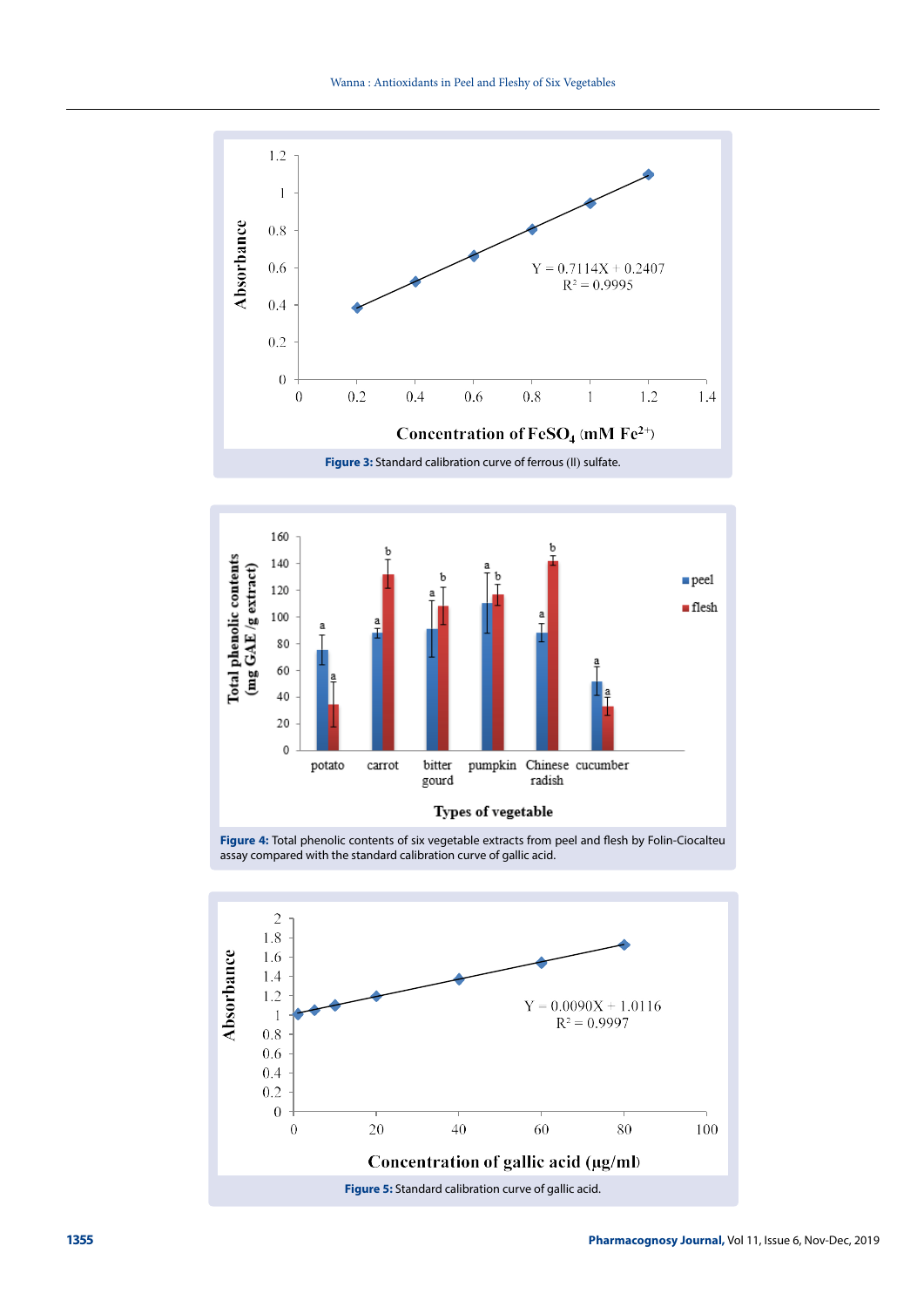Figure 3: Standard calibration curve of ferrous (II) sulfate.

Figure 4: Total phenolic contents of six vegetable extracts from peel and flesh by Folin-Ciocalteu assay compared with the standard calibration curve of gallic acid.

Figure 5: Standard calibration curve of gallic acid.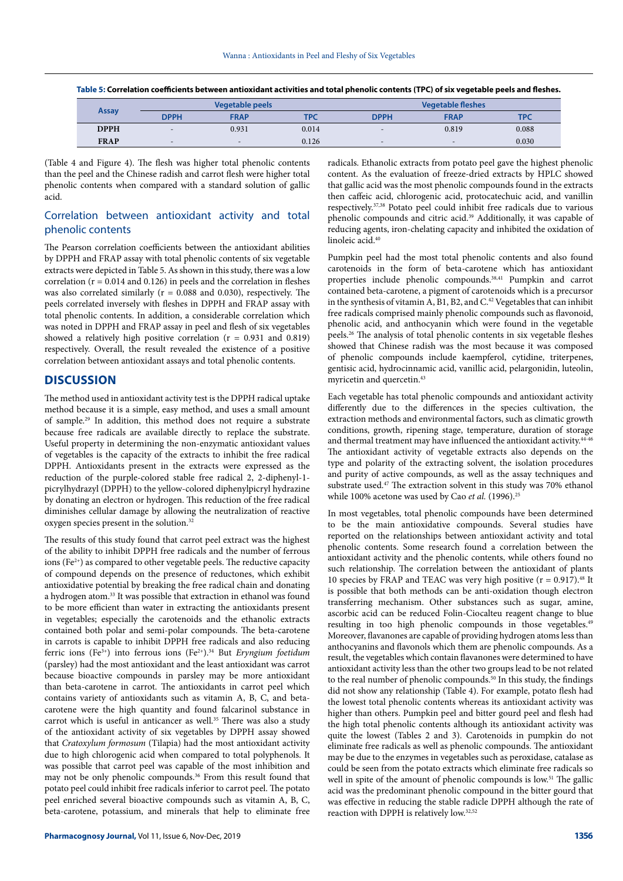**Table 5: Correlation coefficients between antioxidant activities and total phenolic contents (TPC) of six vegetable peels and fleshes.**

| Assay | Vegetable peels | | | Vegetable fleshes | | |
|---|---|---|---|---|---|---|
| | DPPH | FRAP | TPC | DPPH | FRAP | TPC |
| **DPPH** | - | 0.931 | 0.014 | - | 0.819 | 0.088 |
| **FRAP** | - | - | 0.126 | - | - | 0.030 |

(Table 4 and Figure 4). The flesh was higher total phenolic contents than the peel and the Chinese radish and carrot flesh were higher total phenolic contents when compared with a standard solution of gallic acid.

## Correlation between antioxidant activity and total phenolic contents

The Pearson correlation coefficients between the antioxidant abilities by DPPH and FRAP assay with total phenolic contents of six vegetable extracts were depicted in Table 5. As shown in this study, there was a low correlation (r = 0.014 and 0.126) in peels and the correlation in fleshes was also correlated similarly (r = 0.088 and 0.030), respectively. The peels correlated inversely with fleshes in DPPH and FRAP assay with total phenolic contents. In addition, a considerable correlation which was noted in DPPH and FRAP assay in peel and flesh of six vegetables showed a relatively high positive correlation (r = 0.931 and 0.819) respectively. Overall, the result revealed the existence of a positive correlation between antioxidant assays and total phenolic contents.

# DISCUSSION

The method used in antioxidant activity test is the DPPH radical uptake method because it is a simple, easy method, and uses a small amount of sample.[29] In addition, this method does not require a substrate because free radicals are available directly to replace the substrate. Useful property in determining the non-enzymatic antioxidant values of vegetables is the capacity of the extracts to inhibit the free radical DPPH. Antioxidants present in the extracts were expressed as the reduction of the purple-colored stable free radical 2, 2-diphenyl-1-picrylhydrazyl (DPPH) to the yellow-colored diphenylpicryl hydrazine by donating an electron or hydrogen. This reduction of the free radical diminishes cellular damage by allowing the neutralization of reactive oxygen species present in the solution.[32]

The results of this study found that carrot peel extract was the highest of the ability to inhibit DPPH free radicals and the number of ferrous ions ($Fe^{2+}$) as compared to other vegetable peels. The reductive capacity of compound depends on the presence of reductones, which exhibit antioxidative potential by breaking the free radical chain and donating a hydrogen atom.[33] It was possible that extraction in ethanol was found to be more efficient than water in extracting the antioxidants present in vegetables; especially the carotenoids and the ethanolic extracts contained both polar and semi-polar compounds. The beta-carotene in carrots is capable to inhibit DPPH free radicals and also reducing ferric ions ($Fe^{3+}$) into ferrous ions ($Fe^{2+}$).[34] But *Eryngium foetidum* (parsley) had the most antioxidant and the least antioxidant was carrot because bioactive compounds in parsley may be more antioxidant than beta-carotene in carrot. The antioxidants in carrot peel which contains variety of antioxidants such as vitamin A, B, C, and beta-carotene were the high quantity and found falcarinol substance in carrot which is useful in anticancer as well.[35] There was also a study of the antioxidant activity of six vegetables by DPPH assay showed that *Cratoxylum formosum* (Tilapia) had the most antioxidant activity due to high chlorogenic acid when compared to total polyphenols. It was possible that carrot peel was capable of the most inhibition and may not be only phenolic compounds.[36] From this result found that potato peel could inhibit free radicals inferior to carrot peel. The potato peel enriched several bioactive compounds such as vitamin A, B, C, beta-carotene, potassium, and minerals that help to eliminate free radicals. Ethanolic extracts from potato peel gave the highest phenolic content. As the evaluation of freeze-dried extracts by HPLC showed that gallic acid was the most phenolic compounds found in the extracts then caffeic acid, chlorogenic acid, protocatechuic acid, and vanillin respectively.[37,38] Potato peel could inhibit free radicals due to various phenolic compounds and citric acid.[39] Additionally, it was capable of reducing agents, iron-chelating capacity and inhibited the oxidation of linoleic acid.[40]

Pumpkin peel had the most total phenolic contents and also found carotenoids in the form of beta-carotene which has antioxidant properties include phenolic compounds.[38,41] Pumpkin and carrot contained beta-carotene, a pigment of carotenoids which is a precursor in the synthesis of vitamin A, B1, B2, and C.[42] Vegetables that can inhibit free radicals comprised mainly phenolic compounds such as flavonoid, phenolic acid, and anthocyanin which were found in the vegetable peels.[26] The analysis of total phenolic contents in six vegetable fleshes showed that Chinese radish was the most because it was composed of phenolic compounds include kaempferol, cytidine, triterpenes, gentisic acid, hydrocinnamic acid, vanillic acid, pelargonidin, luteolin, myricetin and quercetin.[43]

Each vegetable has total phenolic compounds and antioxidant activity differently due to the differences in the species cultivation, the extraction methods and environmental factors, such as climatic growth conditions, growth, ripening stage, temperature, duration of storage and thermal treatment may have influenced the antioxidant activity.[44-46] The antioxidant activity of vegetable extracts also depends on the type and polarity of the extracting solvent, the isolation procedures and purity of active compounds, as well as the assay techniques and substrate used.[47] The extraction solvent in this study was 70% ethanol while 100% acetone was used by Cao *et al.* (1996).[25]

In most vegetables, total phenolic compounds have been determined to be the main antioxidative compounds. Several studies have reported on the relationships between antioxidant activity and total phenolic contents. Some research found a correlation between the antioxidant activity and the phenolic contents, while others found no such relationship. The correlation between the antioxidant of plants 10 species by FRAP and TEAC was very high positive (r = 0.917).[48] It is possible that both methods can be anti-oxidation though electron transferring mechanism. Other substances such as sugar, amine, ascorbic acid can be reduced Folin-Ciocalteu reagent change to blue resulting in too high phenolic compounds in those vegetables.[49] Moreover, flavanones are capable of providing hydrogen atoms less than anthocyanins and flavonols which them are phenolic compounds. As a result, the vegetables which contain flavanones were determined to have antioxidant activity less than the other two groups lead to be not related to the real number of phenolic compounds.[50] In this study, the findings did not show any relationship (Table 4). For example, potato flesh had the lowest total phenolic contents whereas its antioxidant activity was higher than others. Pumpkin peel and bitter gourd peel and flesh had the high total phenolic contents although its antioxidant activity was quite the lowest (Tables 2 and 3). Carotenoids in pumpkin do not eliminate free radicals as well as phenolic compounds. The antioxidant may be due to the enzymes in vegetables such as peroxidase, catalase as could be seen from the potato extracts which eliminate free radicals so well in spite of the amount of phenolic compounds is low.[51] The gallic acid was the predominant phenolic compound in the bitter gourd that was effective in reducing the stable radicle DPPH although the rate of reaction with DPPH is relatively low.[32,52]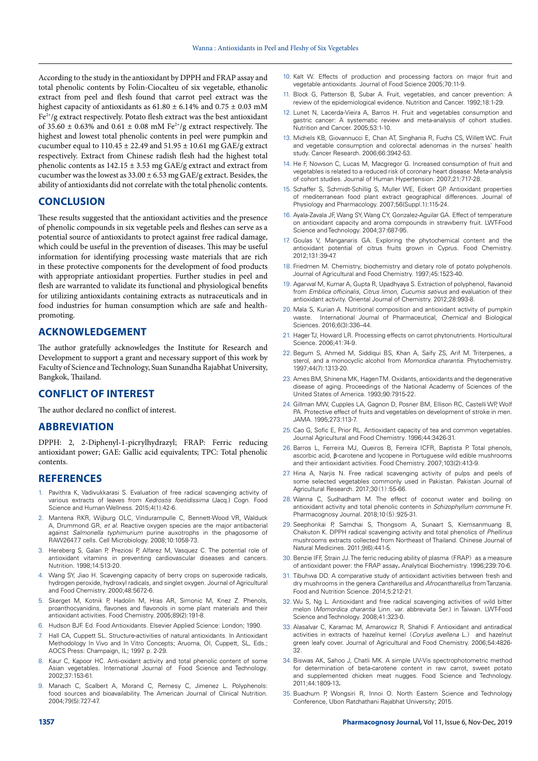According to the study in the antioxidant by DPPH and FRAP assay and total phenolic contents by Folin-Ciocalteu of ethanolic extract from peel and flesh found that carrot peel extract was the highest capacity of antioxidants as 61.80 ± 6.14% and 0.75 ± 0.03 mM $Fe^{2+}$/g extract respectively. Potato flesh extract was the best antioxidant of 35.60 ± 0.63% and 0.61 ± 0.08 mM $Fe^{2+}$/g extract respectively. The highest and lowest total phenolic contents in peel were pumpkin and cucumber equal to 110.45 ± 22.49 and 51.95 ± 10.61 mg GAE/g extract respectively. Extract from Chinese radish flesh had the highest total phenolic contents as 142.15 ± 3.53 mg GAE/g extract and extract from cucumber was the lowest as 33.00 ± 6.53 mg GAE/g extract. Besides, the ability of antioxidants did not correlate with the total phenolic contents.

## CONCLUSION

These results suggested that the antioxidant activities and the presence of phenolic compounds in six vegetable peels and fleshes can serve as a potential source of antioxidants to protect against free radical damage, which could be useful in the prevention of diseases. This may be useful information for identifying processing waste materials that are rich in these protective components for the development of food products with appropriate antioxidant properties. Further studies in peel and flesh are warranted to validate its functional and physiological benefits for utilizing antioxidants containing extracts as nutraceuticals and in food industries for human consumption which are safe and health-promoting.

## ACKNOWLEDGEMENT

The author gratefully acknowledges the Institute for Research and Development to support a grant and necessary support of this work by Faculty of Science and Technology, Suan Sunandha Rajabhat University, Bangkok, Thailand.

## CONFLICT OF INTEREST

The author declared no conflict of interest.

## ABBREVIATION

DPPH: 2, 2-Diphenyl-1-picrylhydrazyl; FRAP: Ferric reducing antioxidant power; GAE: Gallic acid equivalents; TPC: Total phenolic contents.

## REFERENCES

1. Pavithra K, Vadivukkarasi S. Evaluation of free radical scavenging activity of various extracts of leaves from *Kedrostis foetidissima* (Jacq.) Cogn. Food Science and Human Wellness. 2015;4(1):42-6.
2. Mantena RKR, Wijburg OLC, Vindurampulle C, Bennett-Wood VR, Walduck A, Drummond GR, *et al*. Reactive oxygen species are the major antibacterial against *Salmonella typhimurium* purine auxotrophs in the phagosome of RAW2647.7 cells. Cell Microbiology. 2008;10:1058-73.
3. Hereberg S, Galan P, Preziosi P, Alfarez M, Vasquez C. The potential role of antioxidant vitamins in preventing cardiovascular diseases and cancers. Nutrition. 1998;14:513-20.
4. Wang SY, Jiao H. Scavenging capacity of berry crops on superoxide radicals, hydrogen peroxide, hydroxyl radicals, and singlet oxygen. Journal of Agricultural and Food Chemistry. 2000;48:5672-6.
5. Skerget M, Kotnik P, Hadolin M, Hras AR, Simonic M, Knez Z. Phenols, proanthocyanidins, flavones and flavonols in some plant materials and their antioxidant activities. Food Chemistry. 2005;89(2):191-8.
6. Hudson BJF. Ed. Food Antioxidants. Elsevier Applied Science: London; 1990.
7. Hall CA, Cuppett SL. Structure-activities of natural antioxidants. In Antioxidant Methodology In Vivo and In Vitro Concepts; Aruoma, OI, Cuppett, SL, Eds.; AOCS Press: Champaign, IL; 1997. p. 2-29.
8. Kaur C, Kapoor HC. Anti-oxidant activity and total phenolic content of some Asian vegetables. International Journal of Food Science and Technology. 2002;37:153-61.
9. Manach C, Scalbert A, Morand C, Remesy C, Jimenez L. Polyphenols: food sources and bioavailability. The American Journal of Clinical Nutrition. 2004;79(5):727-47.
10. Kalt W. Effects of production and processing factors on major fruit and vegetable antioxidants. Journal of Food Science 2005;70:11-9.
11. Block G, Patterson B, Subar A. Fruit, vegetables, and cancer prevention: A review of the epidemiological evidence. Nutrition and Cancer. 1992;18:1-29.
12. Lunet N, Lacerda-Vieira A, Barros H. Fruit and vegetables consumption and gastric cancer: A systematic review and meta-analysis of cohort studies. Nutrition and Cancer. 2005;53:1-10.
13. Michels KB, Giovannucci E, Chan AT, Singhania R, Fuchs CS, Willett WC. Fruit and vegetable consumption and colorectal adenomas in the nurses' health study. Cancer Research. 2006;66:3942-53.
14. He F, Nowson C, Lucas M, Macgregor G. Increased consumption of fruit and vegetables is related to a reduced risk of coronary heart disease: Meta-analysis of cohort studies. Journal of Human Hypertension. 2007;21:717-28.
15. Schaffer S, Schmidt-Schillig S, Muller WE, Eckert GP. Antioxidant properties of mediterranean food plant extract geographical differences. Journal of Physiology and Pharmacology. 2007;56(Suppl.1):115-24.
16. Ayala-Zavala JF, Wang SY, Wang CY, Gonzalez-Aguilar GA. Effect of temperature on antioxidant capacity and aroma compounds in strawberry fruit. LWT-Food Science and Technology. 2004;37:687-95.
17. Goulas V, Manganaris GA. Exploring the phytochemical content and the antioxidant potential of citrus fruits grown in Cyprus. Food Chemistry. 2012;131:39-47.
18. Friedmen M. Chemistry, biochemistry and dietary role of potato polyphenols. Journal of Agricultural and Food Chemistry. 1997;45:1523-40.
19. Agarwal M, Kumar A, Gupta R, Upadhyaya S. Extraction of polyphenol, flavanoid from *Emblica officinalis*, *Citrus limon*, *Cucumis sativus* and evaluation of their antioxidant activity. Oriental Journal of Chemistry. 2012;28:993-8.
20. Mala S, Kurian A. Nutritional composition and antioxidant activity of pumpkin waste. International Journal of Pharmaceutical, *Chemical* and Biological Sciences. 2016;6(3):336–44.
21. Hager TJ, Howard LR. Processing effects on carrot phytonutrients. Horticultural Science. 2006;41:74-9.
22. Begum S, Ahmed M, Siddiqui BS, Khan A, Saify ZS, Arif M. Triterpenes, a sterol, and a monocyclic alcohol from *Momordica charantia*. Phytochemistry. 1997;44(7):1313-20.
23. Ames BM, Shinena MK, Hagen TM. Oxidants, antioxidants and the degenerative disease of aging. Proceedings of the National Academy of Sciences of the United States of America. 1993;90:7915-22.
24. Gillman MW, Cupples LA, Gagnon D, Posner BM, Ellison RC, Castelli WP, Wolf PA. Protective effect of fruits and vegetables on development of stroke in men. JAMA. 1995;273:113-7.
25. Cao G, Sofic E, Prior RL. Antioxidant capacity of tea and common vegetables. Journal Agricultural and Food Chemistry. 1996;44:3426-31.
26. Barros L, Ferreira MJ, Queiros B, Ferreira ICFR, Baptista P. Total phenols, ascorbic acid, β-carotene and lycopene in Portuguese wild edible mushrooms and their antioxidant activities. Food Chemistry. 2007;103(2):413-9.
27. Hina A, Narjis N. Free radical scavenging activity of pulps and peels of some selected vegetables commonly used in Pakistan. Pakistan Journal of Agricultural Research. 2017;30(1):55-66.
28. Wanna C, Sudhadham M. The effect of coconut water and boiling on antioxidant activity and total phenolic contents in *Schizophyllum commune* Fr. Pharmacognosy Journal. 2018;10(5):925-31.
29. Seephonkai P, Samchai S, Thongsom A, Sunaart S, Kiemsanmuang B, Chakuton K. DPPH radical scavenging activity and total phenolics of *Phellinus* mushrooms extracts collected from Northeast of Thailand. Chinese Journal of Natural Medicines. 2011;9(6):441-5.
30. Benzie IFF, Strain JJ. The ferric reducing ability of plasma (FRAP) as a measure of antioxidant power: the FRAP assay. Analytical Biochemistry. 1996;239:70-6.
31. Tibuhwa DD. A comparative study of antioxidant activities between fresh and dry mushrooms in the genera *Cantharellus* and *Afrocantharellus* from Tanzania. Food and Nutrition Science. 2014;5:212-21.
32. Wu S, Ng L. Antioxidant and free radical scavenging activities of wild bitter melon (*Momordica charantia* Linn. var. abbreviata Ser.) in Taiwan. LWT-Food Science and Technology. 2008;41:323-0.
33. Alasalvar C, Karamac M, Amarowicz R, Shahidi F. Antioxidant and antiradical activities in extracts of hazelnut kernel (*Corylus avellena* L.) and hazelnut green leafy cover. Journal of Agricultural and Food Chemistry. 2006;54:4826-32.
34. Biswas AK, Sahoo J, Chatli MK. A simple UV-Vis spectrophotometric method for determination of beta-carotene content in raw carrot, sweet potato and supplemented chicken meat nuges. Food Science and Technology. 2011;44:1809-13.
35. Buachum P, Wongsiri R, Innoi O. North Eastern Science and Technology Conference, Ubon Ratchathani Rajabhat University; 2015.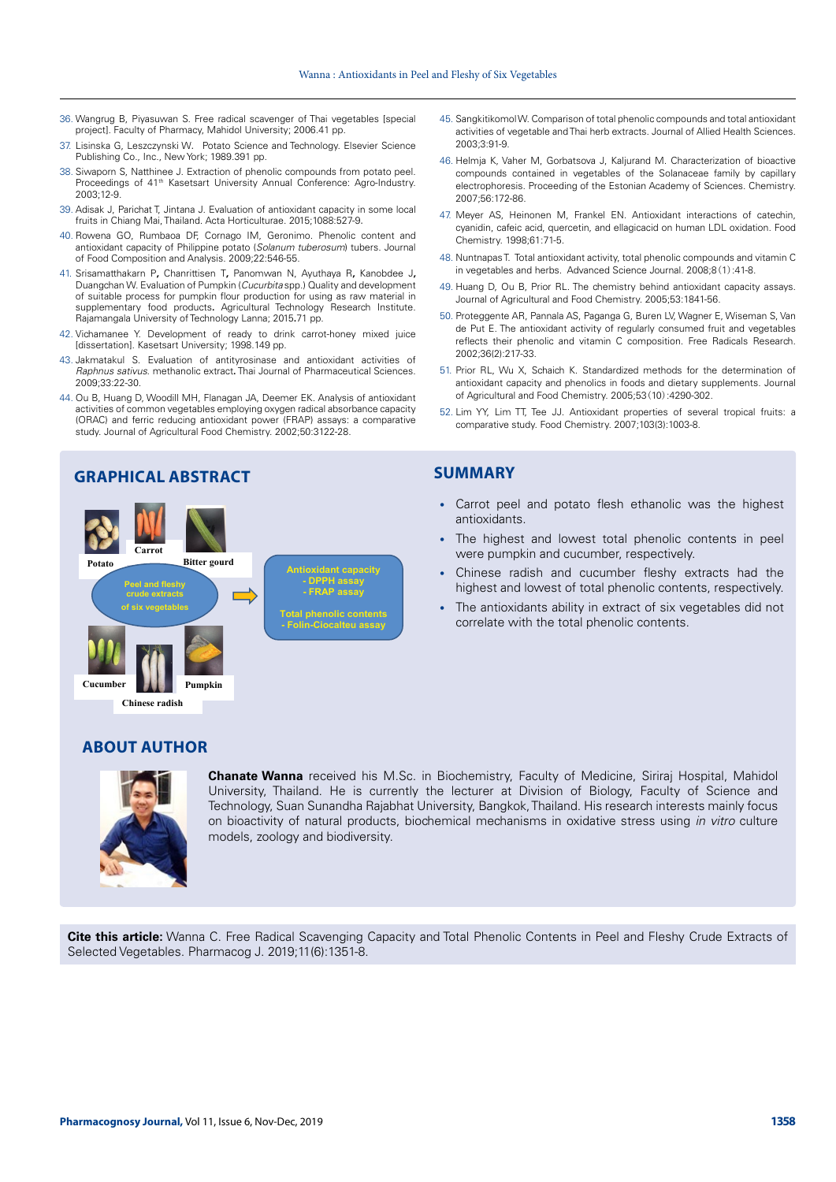36. Wangrug B, Piyasuwan S. Free radical scavenger of Thai vegetables [special project]. Faculty of Pharmacy, Mahidol University; 2006.41 pp.
37. Lisinska G, Leszczynski W. Potato Science and Technology. Elsevier Science Publishing Co., Inc., New York; 1989.391 pp.
38. Siwaporn S, Natthinee J. Extraction of phenolic compounds from potato peel. Proceedings of 41[th] Kasetsart University Annual Conference: Agro-Industry. 2003;12-9.
39. Adisak J, Parichat T, Jintana J. Evaluation of antioxidant capacity in some local fruits in Chiang Mai, Thailand. Acta Horticulturae. 2015;1088:527-9.
40. Rowena GO, Rumbaoa DF, Cornago IM, Geronimo. Phenolic content and antioxidant capacity of Philippine potato (*Solanum tuberosum*) tubers. Journal of Food Composition and Analysis. 2009;22:546-55.
41. Srisamatthakarn P, Chanrittisen T, Panomwan N, Ayuthaya R, Kanobdee J, Duangchan W. Evaluation of Pumpkin (*Cucurbita* spp.) Quality and development of suitable process for pumpkin flour production for using as raw material in supplementary food products. Agricultural Technology Research Institute. Rajamangala University of Technology Lanna; 2015.71 pp.
42. Vichamanee Y. Development of ready to drink carrot-honey mixed juice [dissertation]. Kasetsart University; 1998.149 pp.
43. Jakmatakul S. Evaluation of antityrosinase and antioxidant activities of *Raphnus sativus*. methanolic extract. Thai Journal of Pharmaceutical Sciences. 2009;33:22-30.
44. Ou B, Huang D, Woodill MH, Flanagan JA, Deemer EK. Analysis of antioxidant activities of common vegetables employing oxygen radical absorbance capacity (ORAC) and ferric reducing antioxidant power (FRAP) assays: a comparative study. Journal of Agricultural Food Chemistry. 2002;50:3122-28.
45. Sangkitikomol W. Comparison of total phenolic compounds and total antioxidant activities of vegetable and Thai herb extracts. Journal of Allied Health Sciences. 2003;3:91-9.
46. Helmja K, Vaher M, Gorbatsova J, Kaljurand M. Characterization of bioactive compounds contained in vegetables of the Solanaceae family by capillary electrophoresis. Proceeding of the Estonian Academy of Sciences. Chemistry. 2007;56:172-86.
47. Meyer AS, Heinonen M, Frankel EN. Antioxidant interactions of catechin, cyanidin, cafeic acid, quercetin, and ellagicacid on human LDL oxidation. Food Chemistry. 1998;61:71-5.
48. Nuntnapas T. Total antioxidant activity, total phenolic compounds and vitamin C in vegetables and herbs. Advanced Science Journal. 2008;8(1):41-8.
49. Huang D, Ou B, Prior RL. The chemistry behind antioxidant capacity assays. Journal of Agricultural and Food Chemistry. 2005;53:1841-56.
50. Proteggente AR, Pannala AS, Paganga G, Buren LV, Wagner E, Wiseman S, Van de Put E. The antioxidant activity of regularly consumed fruit and vegetables reflects their phenolic and vitamin C composition. Free Radicals Research. 2002;36(2):217-33.
51. Prior RL, Wu X, Schaich K. Standardized methods for the determination of antioxidant capacity and phenolics in foods and dietary supplements. Journal of Agricultural and Food Chemistry. 2005;53(10):4290-302.
52. Lim YY, Lim TT, Tee JJ. Antioxidant properties of several tropical fruits: a comparative study. Food Chemistry. 2007;103(3):1003-8.

## GRAPHICAL ABSTRACT

Potato
Carrot
Bitter gourd
Peel and fleshy crude extracts of six vegetables
Cucumber
Chinese radish
Pumpkin

Antioxidant capacity
- DPPH assay
- FRAP assay

Total phenolic contents
- Folin-Ciocalteu assay

## SUMMARY

- Carrot peel and potato flesh ethanolic was the highest antioxidants.
- The highest and lowest total phenolic contents in peel were pumpkin and cucumber, respectively.
- Chinese radish and cucumber fleshy extracts had the highest and lowest of total phenolic contents, respectively.
- The antioxidants ability in extract of six vegetables did not correlate with the total phenolic contents.

## ABOUT AUTHOR

**Chanate Wanna** received his M.Sc. in Biochemistry, Faculty of Medicine, Siriraj Hospital, Mahidol University, Thailand. He is currently the lecturer at Division of Biology, Faculty of Science and Technology, Suan Sunandha Rajabhat University, Bangkok, Thailand. His research interests mainly focus on bioactivity of natural products, biochemical mechanisms in oxidative stress using *in vitro* culture models, zoology and biodiversity.

**Cite this article:** Wanna C. Free Radical Scavenging Capacity and Total Phenolic Contents in Peel and Fleshy Crude Extracts of Selected Vegetables. Pharmacog J. 2019;11(6):1351-8.